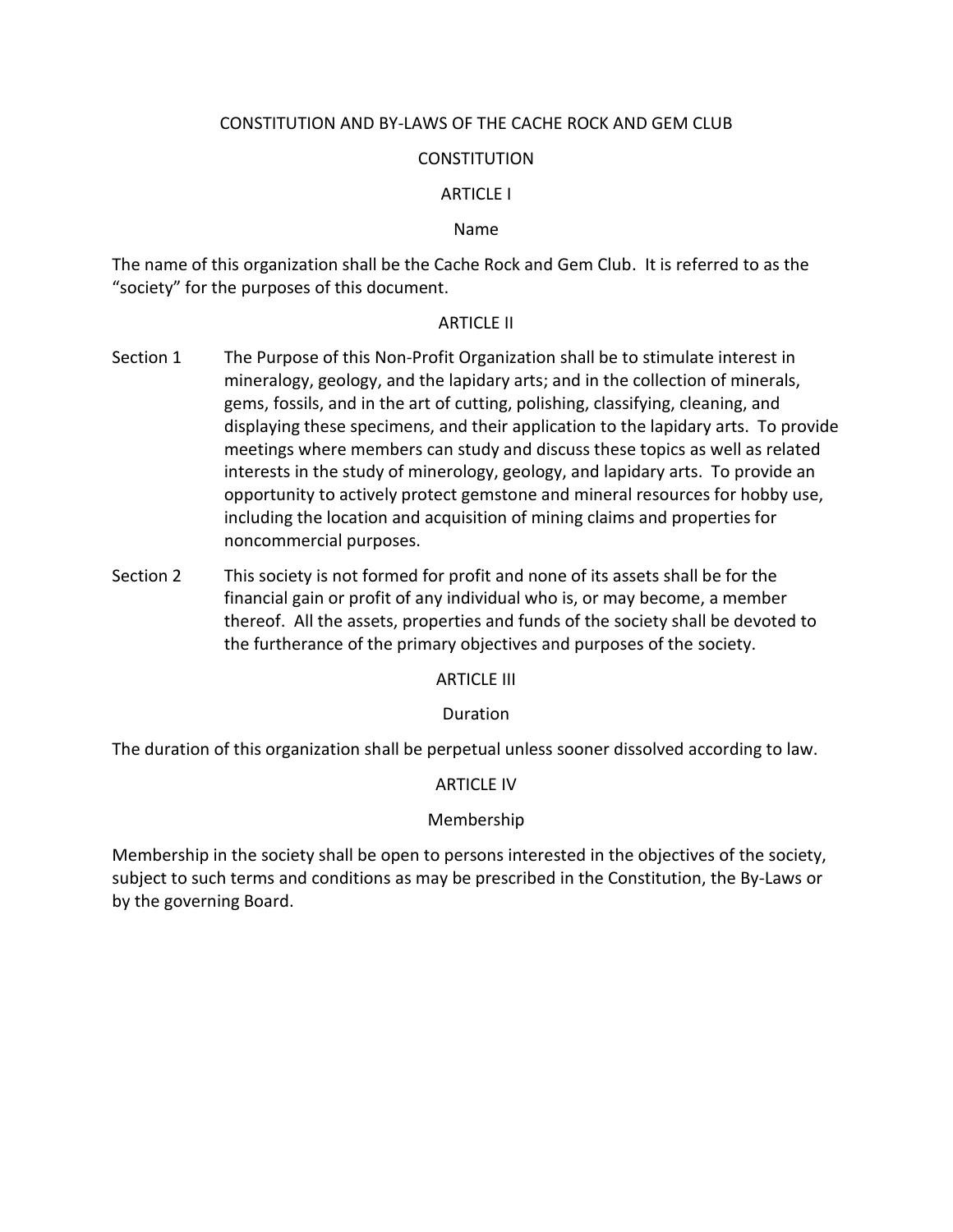# CONSTITUTION AND BY-LAWS OF THE CACHE ROCK AND GEM CLUB

## CONSTITUTION

### ARTICLE I

#### Name

The name of this organization shall be the Cache Rock and Gem Club. It is referred to as the "society" for the purposes of this document.

### ARTICLE II

Section 1 The Purpose of this Non-Profit Organization shall be to stimulate interest in mineralogy, geology, and the lapidary arts; and in the collection of minerals, gems, fossils, and in the art of cutting, polishing, classifying, cleaning, and displaying these specimens, and their application to the lapidary arts. To provide meetings where members can study and discuss these topics as well as related interests in the study of minerology, geology, and lapidary arts. To provide an opportunity to actively protect gemstone and mineral resources for hobby use, including the location and acquisition of mining claims and properties for noncommercial purposes.

Section 2 This society is not formed for profit and none of its assets shall be for the financial gain or profit of any individual who is, or may become, a member thereof. All the assets, properties and funds of the society shall be devoted to the furtherance of the primary objectives and purposes of the society.

### ARTICLE III

#### Duration

The duration of this organization shall be perpetual unless sooner dissolved according to law.

### ARTICLE IV

#### Membership

Membership in the society shall be open to persons interested in the objectives of the society, subject to such terms and conditions as may be prescribed in the Constitution, the By-Laws or by the governing Board.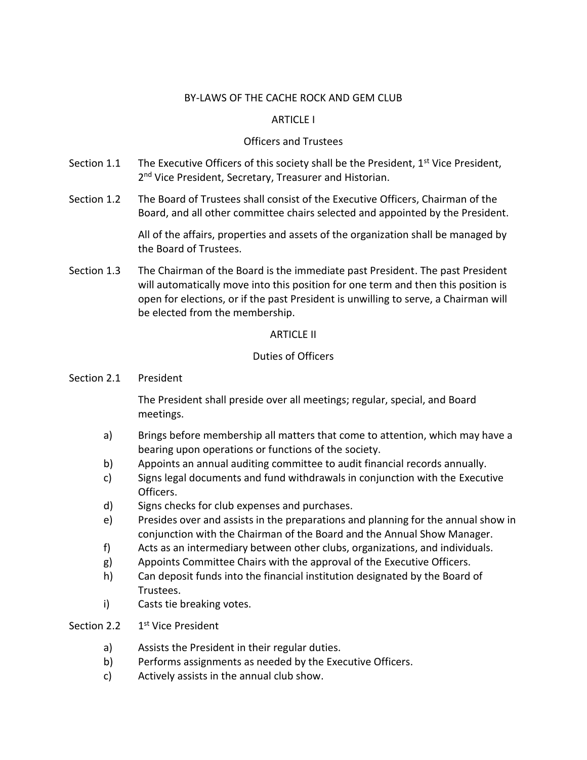# BY-LAWS OF THE CACHE ROCK AND GEM CLUB

## ARTICLE I

### Officers and Trustees

Section 1.1 The Executive Officers of this society shall be the President, 1st Vice President, 2nd Vice President, Secretary, Treasurer and Historian.

Section 1.2 The Board of Trustees shall consist of the Executive Officers, Chairman of the Board, and all other committee chairs selected and appointed by the President.

All of the affairs, properties and assets of the organization shall be managed by the Board of Trustees.

Section 1.3 The Chairman of the Board is the immediate past President. The past President will automatically move into this position for one term and then this position is open for elections, or if the past President is unwilling to serve, a Chairman will be elected from the membership.

## ARTICLE II

### Duties of Officers

Section 2.1 President

The President shall preside over all meetings; regular, special, and Board meetings.

a) Brings before membership all matters that come to attention, which may have a bearing upon operations or functions of the society.
b) Appoints an annual auditing committee to audit financial records annually.
c) Signs legal documents and fund withdrawals in conjunction with the Executive Officers.
d) Signs checks for club expenses and purchases.
e) Presides over and assists in the preparations and planning for the annual show in conjunction with the Chairman of the Board and the Annual Show Manager.
f) Acts as an intermediary between other clubs, organizations, and individuals.
g) Appoints Committee Chairs with the approval of the Executive Officers.
h) Can deposit funds into the financial institution designated by the Board of Trustees.
i) Casts tie breaking votes.

Section 2.2 1st Vice President

a) Assists the President in their regular duties.
b) Performs assignments as needed by the Executive Officers.
c) Actively assists in the annual club show.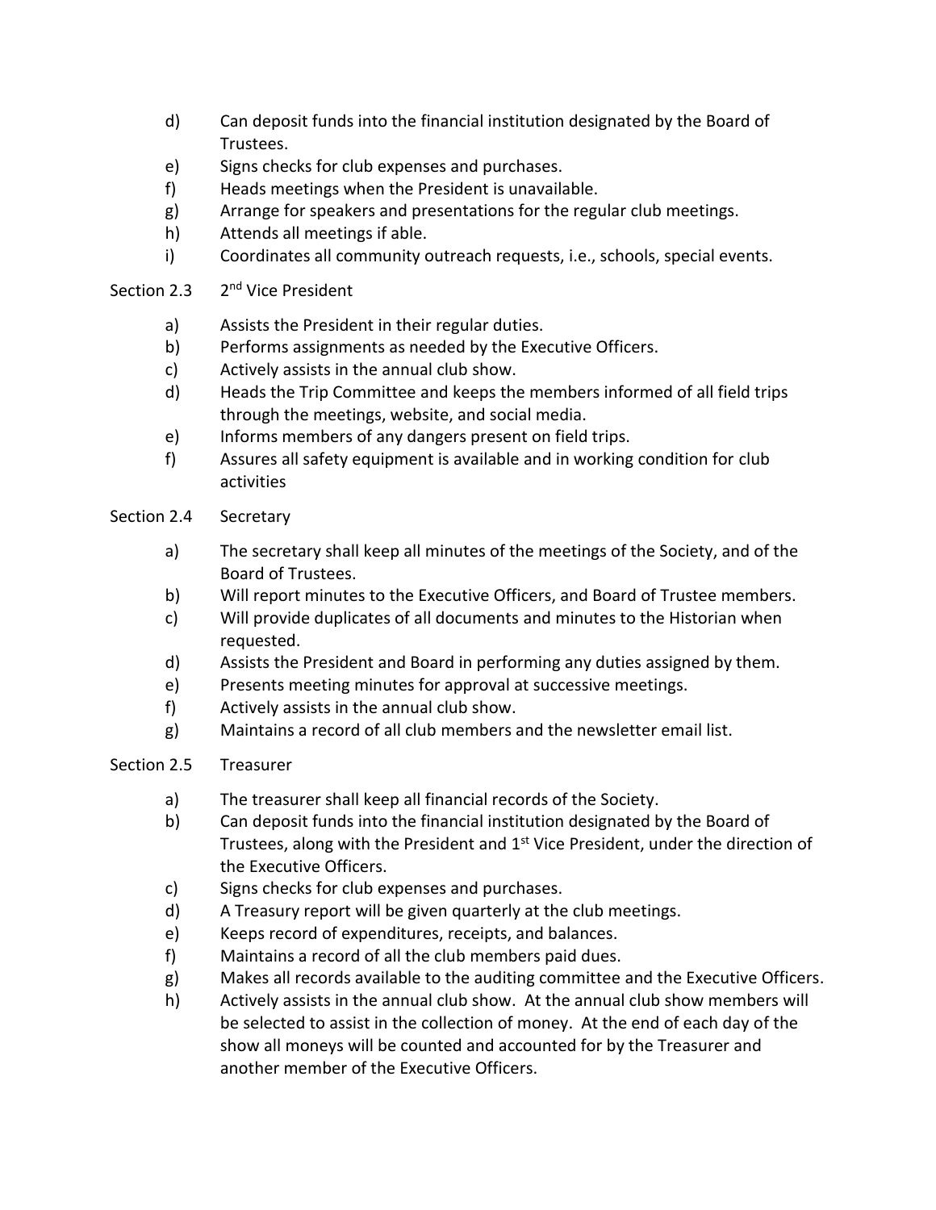d) Can deposit funds into the financial institution designated by the Board of Trustees.
e) Signs checks for club expenses and purchases.
f) Heads meetings when the President is unavailable.
g) Arrange for speakers and presentations for the regular club meetings.
h) Attends all meetings if able.
i) Coordinates all community outreach requests, i.e., schools, special events.

Section 2.3 2nd Vice President

a) Assists the President in their regular duties.
b) Performs assignments as needed by the Executive Officers.
c) Actively assists in the annual club show.
d) Heads the Trip Committee and keeps the members informed of all field trips through the meetings, website, and social media.
e) Informs members of any dangers present on field trips.
f) Assures all safety equipment is available and in working condition for club activities

Section 2.4 Secretary

a) The secretary shall keep all minutes of the meetings of the Society, and of the Board of Trustees.
b) Will report minutes to the Executive Officers, and Board of Trustee members.
c) Will provide duplicates of all documents and minutes to the Historian when requested.
d) Assists the President and Board in performing any duties assigned by them.
e) Presents meeting minutes for approval at successive meetings.
f) Actively assists in the annual club show.
g) Maintains a record of all club members and the newsletter email list.

Section 2.5 Treasurer

a) The treasurer shall keep all financial records of the Society.
b) Can deposit funds into the financial institution designated by the Board of Trustees, along with the President and 1st Vice President, under the direction of the Executive Officers.
c) Signs checks for club expenses and purchases.
d) A Treasury report will be given quarterly at the club meetings.
e) Keeps record of expenditures, receipts, and balances.
f) Maintains a record of all the club members paid dues.
g) Makes all records available to the auditing committee and the Executive Officers.
h) Actively assists in the annual club show. At the annual club show members will be selected to assist in the collection of money. At the end of each day of the show all moneys will be counted and accounted for by the Treasurer and another member of the Executive Officers.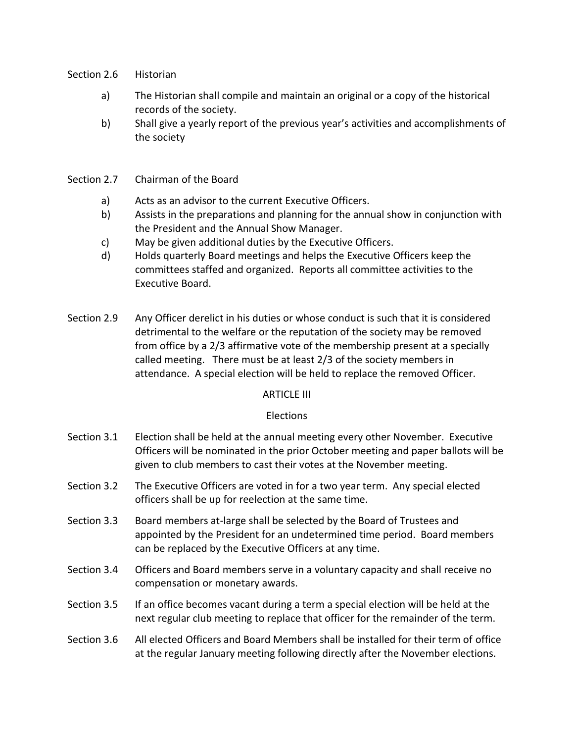Section 2.6 Historian

a) The Historian shall compile and maintain an original or a copy of the historical records of the society.

b) Shall give a yearly report of the previous year's activities and accomplishments of the society

Section 2.7 Chairman of the Board

a) Acts as an advisor to the current Executive Officers.

b) Assists in the preparations and planning for the annual show in conjunction with the President and the Annual Show Manager.

c) May be given additional duties by the Executive Officers.

d) Holds quarterly Board meetings and helps the Executive Officers keep the committees staffed and organized. Reports all committee activities to the Executive Board.

Section 2.9 Any Officer derelict in his duties or whose conduct is such that it is considered detrimental to the welfare or the reputation of the society may be removed from office by a 2/3 affirmative vote of the membership present at a specially called meeting. There must be at least 2/3 of the society members in attendance. A special election will be held to replace the removed Officer.

## ARTICLE III

## Elections

Section 3.1 Election shall be held at the annual meeting every other November. Executive Officers will be nominated in the prior October meeting and paper ballots will be given to club members to cast their votes at the November meeting.

Section 3.2 The Executive Officers are voted in for a two year term. Any special elected officers shall be up for reelection at the same time.

Section 3.3 Board members at-large shall be selected by the Board of Trustees and appointed by the President for an undetermined time period. Board members can be replaced by the Executive Officers at any time.

Section 3.4 Officers and Board members serve in a voluntary capacity and shall receive no compensation or monetary awards.

Section 3.5 If an office becomes vacant during a term a special election will be held at the next regular club meeting to replace that officer for the remainder of the term.

Section 3.6 All elected Officers and Board Members shall be installed for their term of office at the regular January meeting following directly after the November elections.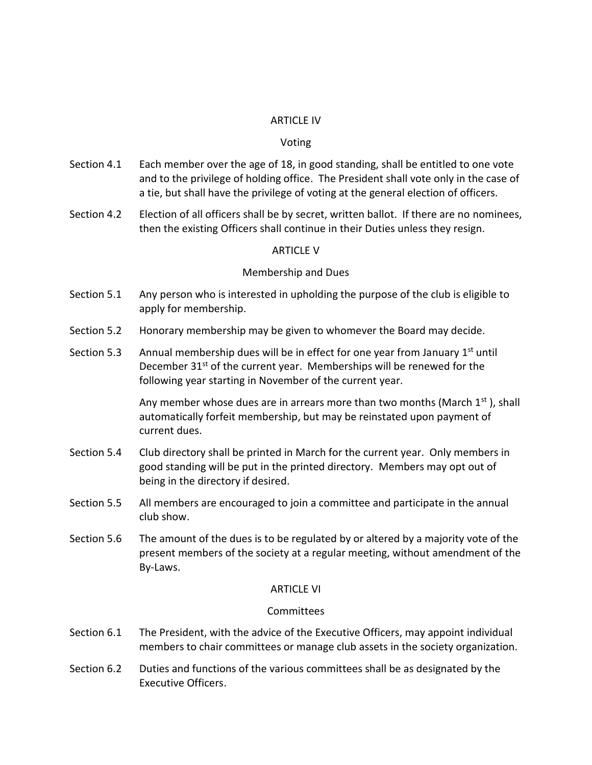## ARTICLE IV

### Voting

Section 4.1 Each member over the age of 18, in good standing, shall be entitled to one vote and to the privilege of holding office. The President shall vote only in the case of a tie, but shall have the privilege of voting at the general election of officers.

Section 4.2 Election of all officers shall be by secret, written ballot. If there are no nominees, then the existing Officers shall continue in their Duties unless they resign.

## ARTICLE V

### Membership and Dues

Section 5.1 Any person who is interested in upholding the purpose of the club is eligible to apply for membership.

Section 5.2 Honorary membership may be given to whomever the Board may decide.

Section 5.3 Annual membership dues will be in effect for one year from January 1st until December 31st of the current year. Memberships will be renewed for the following year starting in November of the current year.

Any member whose dues are in arrears more than two months (March 1st ), shall automatically forfeit membership, but may be reinstated upon payment of current dues.

Section 5.4 Club directory shall be printed in March for the current year. Only members in good standing will be put in the printed directory. Members may opt out of being in the directory if desired.

Section 5.5 All members are encouraged to join a committee and participate in the annual club show.

Section 5.6 The amount of the dues is to be regulated by or altered by a majority vote of the present members of the society at a regular meeting, without amendment of the By-Laws.

## ARTICLE VI

### Committees

Section 6.1 The President, with the advice of the Executive Officers, may appoint individual members to chair committees or manage club assets in the society organization.

Section 6.2 Duties and functions of the various committees shall be as designated by the Executive Officers.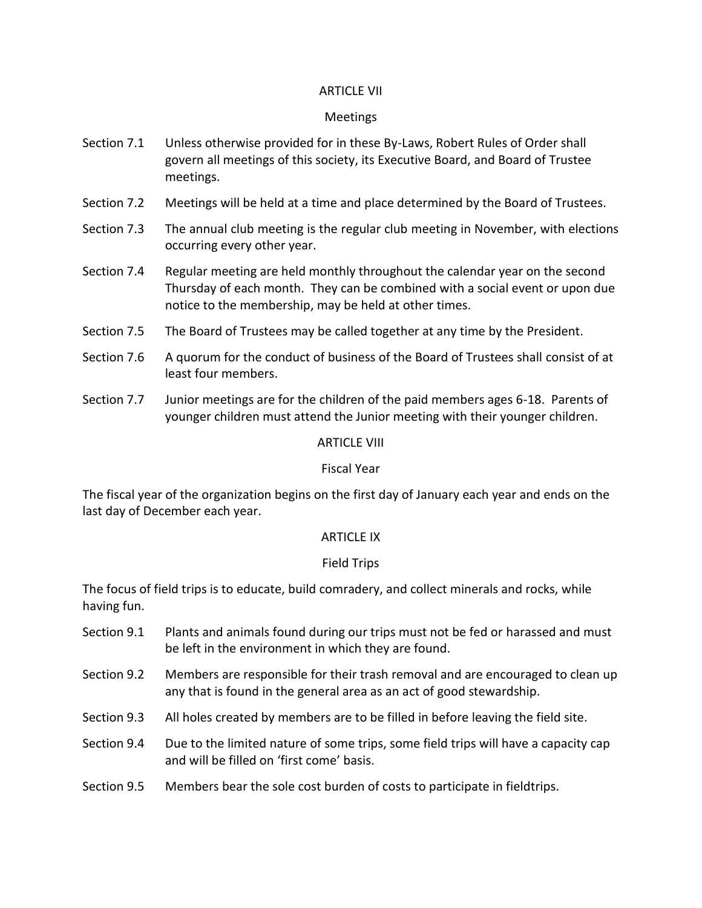## ARTICLE VII

### Meetings

Section 7.1 Unless otherwise provided for in these By-Laws, Robert Rules of Order shall govern all meetings of this society, its Executive Board, and Board of Trustee meetings.

Section 7.2 Meetings will be held at a time and place determined by the Board of Trustees.

Section 7.3 The annual club meeting is the regular club meeting in November, with elections occurring every other year.

Section 7.4 Regular meeting are held monthly throughout the calendar year on the second Thursday of each month. They can be combined with a social event or upon due notice to the membership, may be held at other times.

Section 7.5 The Board of Trustees may be called together at any time by the President.

Section 7.6 A quorum for the conduct of business of the Board of Trustees shall consist of at least four members.

Section 7.7 Junior meetings are for the children of the paid members ages 6-18. Parents of younger children must attend the Junior meeting with their younger children.

## ARTICLE VIII

### Fiscal Year

The fiscal year of the organization begins on the first day of January each year and ends on the last day of December each year.

## ARTICLE IX

### Field Trips

The focus of field trips is to educate, build comradery, and collect minerals and rocks, while having fun.

Section 9.1 Plants and animals found during our trips must not be fed or harassed and must be left in the environment in which they are found.

Section 9.2 Members are responsible for their trash removal and are encouraged to clean up any that is found in the general area as an act of good stewardship.

Section 9.3 All holes created by members are to be filled in before leaving the field site.

Section 9.4 Due to the limited nature of some trips, some field trips will have a capacity cap and will be filled on 'first come' basis.

Section 9.5 Members bear the sole cost burden of costs to participate in fieldtrips.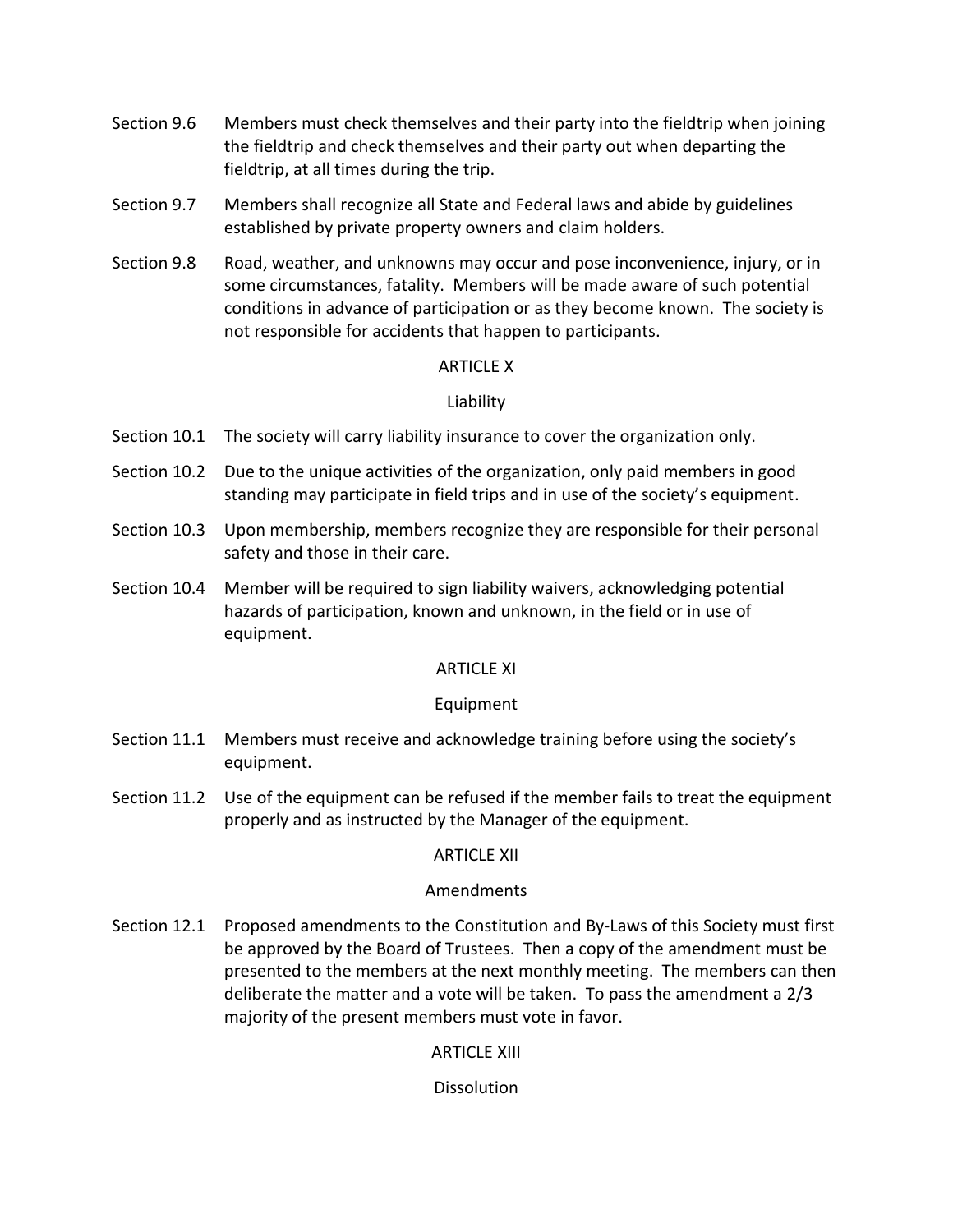Section 9.6 Members must check themselves and their party into the fieldtrip when joining the fieldtrip and check themselves and their party out when departing the fieldtrip, at all times during the trip.

Section 9.7 Members shall recognize all State and Federal laws and abide by guidelines established by private property owners and claim holders.

Section 9.8 Road, weather, and unknowns may occur and pose inconvenience, injury, or in some circumstances, fatality. Members will be made aware of such potential conditions in advance of participation or as they become known. The society is not responsible for accidents that happen to participants.

## ARTICLE X

### Liability

Section 10.1 The society will carry liability insurance to cover the organization only.

Section 10.2 Due to the unique activities of the organization, only paid members in good standing may participate in field trips and in use of the society's equipment.

Section 10.3 Upon membership, members recognize they are responsible for their personal safety and those in their care.

Section 10.4 Member will be required to sign liability waivers, acknowledging potential hazards of participation, known and unknown, in the field or in use of equipment.

## ARTICLE XI

### Equipment

Section 11.1 Members must receive and acknowledge training before using the society's equipment.

Section 11.2 Use of the equipment can be refused if the member fails to treat the equipment properly and as instructed by the Manager of the equipment.

## ARTICLE XII

### Amendments

Section 12.1 Proposed amendments to the Constitution and By-Laws of this Society must first be approved by the Board of Trustees. Then a copy of the amendment must be presented to the members at the next monthly meeting. The members can then deliberate the matter and a vote will be taken. To pass the amendment a 2/3 majority of the present members must vote in favor.

## ARTICLE XIII

### Dissolution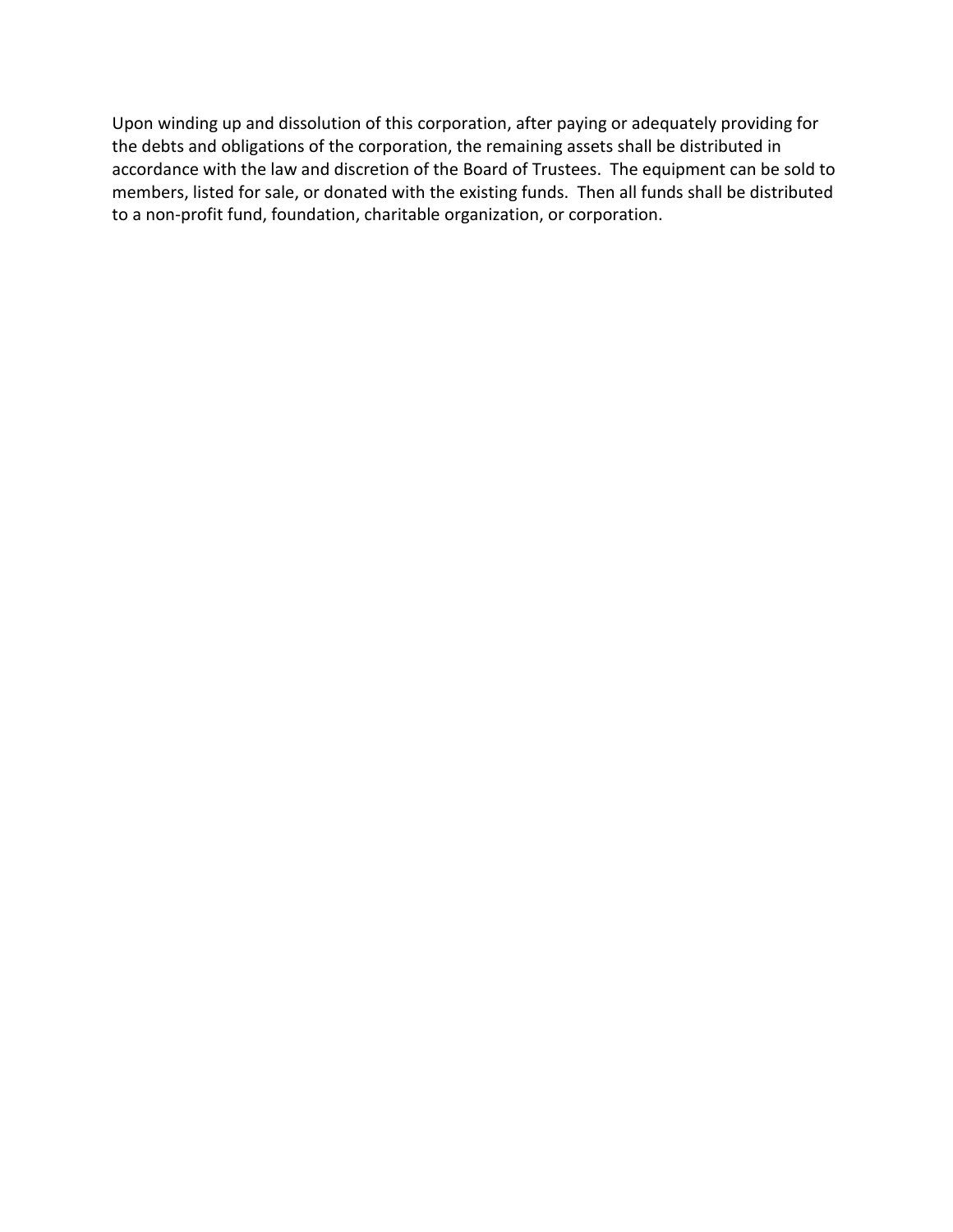Upon winding up and dissolution of this corporation, after paying or adequately providing for the debts and obligations of the corporation, the remaining assets shall be distributed in accordance with the law and discretion of the Board of Trustees. The equipment can be sold to members, listed for sale, or donated with the existing funds. Then all funds shall be distributed to a non-profit fund, foundation, charitable organization, or corporation.